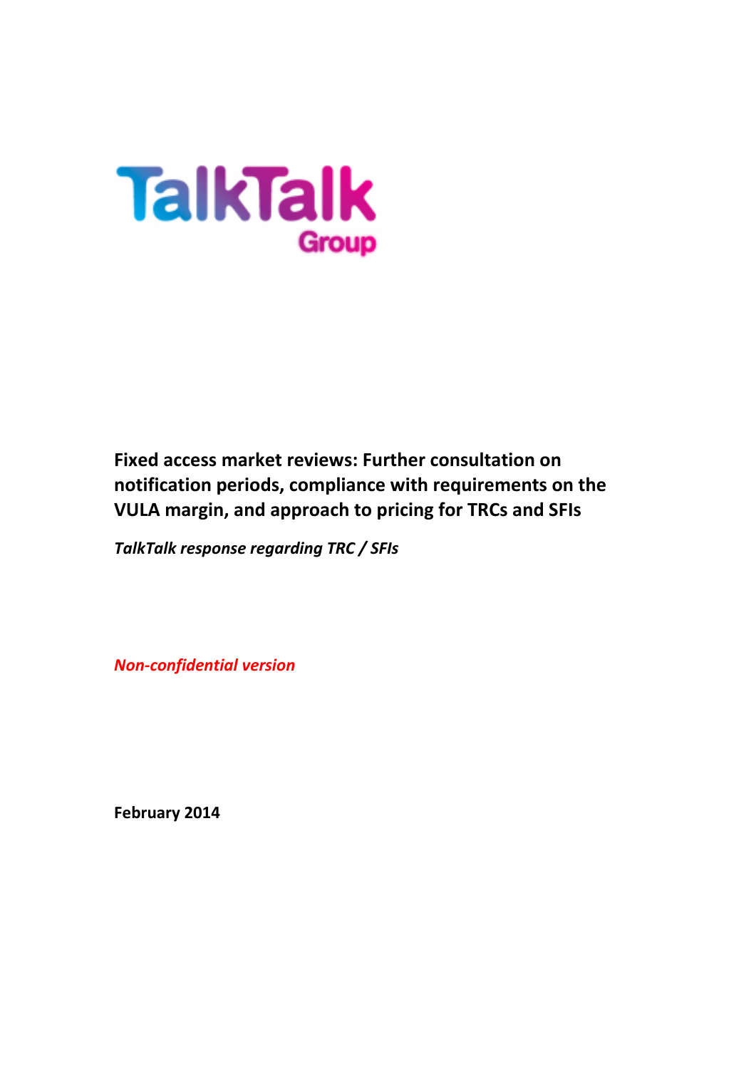TalkTalk Group

# Fixed access market reviews: Further consultation on notification periods, compliance with requirements on the VULA margin, and approach to pricing for TRCs and SFIs

*TalkTalk response regarding TRC / SFIs*

*Non-confidential version*

**February 2014**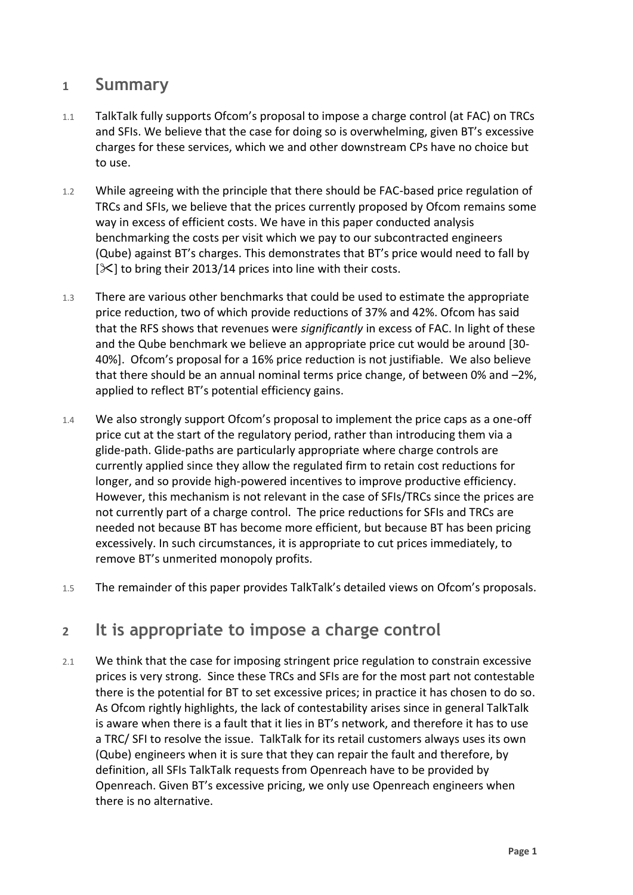# 1 Summary

1.1 TalkTalk fully supports Ofcom's proposal to impose a charge control (at FAC) on TRCs and SFIs. We believe that the case for doing so is overwhelming, given BT's excessive charges for these services, which we and other downstream CPs have no choice but to use.

1.2 While agreeing with the principle that there should be FAC-based price regulation of TRCs and SFIs, we believe that the prices currently proposed by Ofcom remains some way in excess of efficient costs. We have in this paper conducted analysis benchmarking the costs per visit which we pay to our subcontracted engineers (Qube) against BT's charges. This demonstrates that BT's price would need to fall by [✂] to bring their 2013/14 prices into line with their costs.

1.3 There are various other benchmarks that could be used to estimate the appropriate price reduction, two of which provide reductions of 37% and 42%. Ofcom has said that the RFS shows that revenues were *significantly* in excess of FAC. In light of these and the Qube benchmark we believe an appropriate price cut would be around [30-40%]. Ofcom's proposal for a 16% price reduction is not justifiable. We also believe that there should be an annual nominal terms price change, of between 0% and –2%, applied to reflect BT's potential efficiency gains.

1.4 We also strongly support Ofcom's proposal to implement the price caps as a one-off price cut at the start of the regulatory period, rather than introducing them via a glide-path. Glide-paths are particularly appropriate where charge controls are currently applied since they allow the regulated firm to retain cost reductions for longer, and so provide high-powered incentives to improve productive efficiency. However, this mechanism is not relevant in the case of SFIs/TRCs since the prices are not currently part of a charge control. The price reductions for SFIs and TRCs are needed not because BT has become more efficient, but because BT has been pricing excessively. In such circumstances, it is appropriate to cut prices immediately, to remove BT's unmerited monopoly profits.

1.5 The remainder of this paper provides TalkTalk's detailed views on Ofcom's proposals.

# 2 It is appropriate to impose a charge control

2.1 We think that the case for imposing stringent price regulation to constrain excessive prices is very strong. Since these TRCs and SFIs are for the most part not contestable there is the potential for BT to set excessive prices; in practice it has chosen to do so. As Ofcom rightly highlights, the lack of contestability arises since in general TalkTalk is aware when there is a fault that it lies in BT's network, and therefore it has to use a TRC/ SFI to resolve the issue. TalkTalk for its retail customers always uses its own (Qube) engineers when it is sure that they can repair the fault and therefore, by definition, all SFIs TalkTalk requests from Openreach have to be provided by Openreach. Given BT's excessive pricing, we only use Openreach engineers when there is no alternative.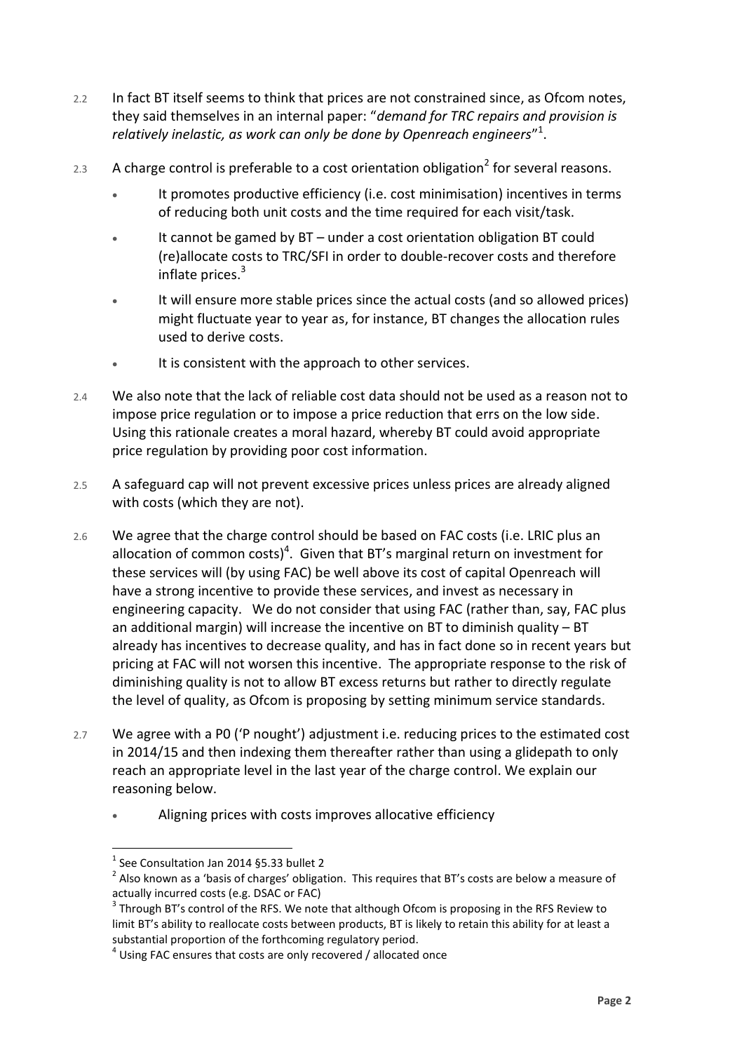2.2 In fact BT itself seems to think that prices are not constrained since, as Ofcom notes, they said themselves in an internal paper: "*demand for TRC repairs and provision is relatively inelastic, as work can only be done by Openreach engineers*"[1].

2.3 A charge control is preferable to a cost orientation obligation[2] for several reasons.

- It promotes productive efficiency (i.e. cost minimisation) incentives in terms of reducing both unit costs and the time required for each visit/task.
- It cannot be gamed by BT – under a cost orientation obligation BT could (re)allocate costs to TRC/SFI in order to double-recover costs and therefore inflate prices.[3]
- It will ensure more stable prices since the actual costs (and so allowed prices) might fluctuate year to year as, for instance, BT changes the allocation rules used to derive costs.
- It is consistent with the approach to other services.

2.4 We also note that the lack of reliable cost data should not be used as a reason not to impose price regulation or to impose a price reduction that errs on the low side. Using this rationale creates a moral hazard, whereby BT could avoid appropriate price regulation by providing poor cost information.

2.5 A safeguard cap will not prevent excessive prices unless prices are already aligned with costs (which they are not).

2.6 We agree that the charge control should be based on FAC costs (i.e. LRIC plus an allocation of common costs)[4]. Given that BT's marginal return on investment for these services will (by using FAC) be well above its cost of capital Openreach will have a strong incentive to provide these services, and invest as necessary in engineering capacity. We do not consider that using FAC (rather than, say, FAC plus an additional margin) will increase the incentive on BT to diminish quality – BT already has incentives to decrease quality, and has in fact done so in recent years but pricing at FAC will not worsen this incentive. The appropriate response to the risk of diminishing quality is not to allow BT excess returns but rather to directly regulate the level of quality, as Ofcom is proposing by setting minimum service standards.

2.7 We agree with a P0 ('P nought') adjustment i.e. reducing prices to the estimated cost in 2014/15 and then indexing them thereafter rather than using a glidepath to only reach an appropriate level in the last year of the charge control. We explain our reasoning below.

- Aligning prices with costs improves allocative efficiency

---

[1] See Consultation Jan 2014 §5.33 bullet 2

[2] Also known as a 'basis of charges' obligation. This requires that BT's costs are below a measure of actually incurred costs (e.g. DSAC or FAC)

[3] Through BT's control of the RFS. We note that although Ofcom is proposing in the RFS Review to limit BT's ability to reallocate costs between products, BT is likely to retain this ability for at least a substantial proportion of the forthcoming regulatory period.

[4] Using FAC ensures that costs are only recovered / allocated once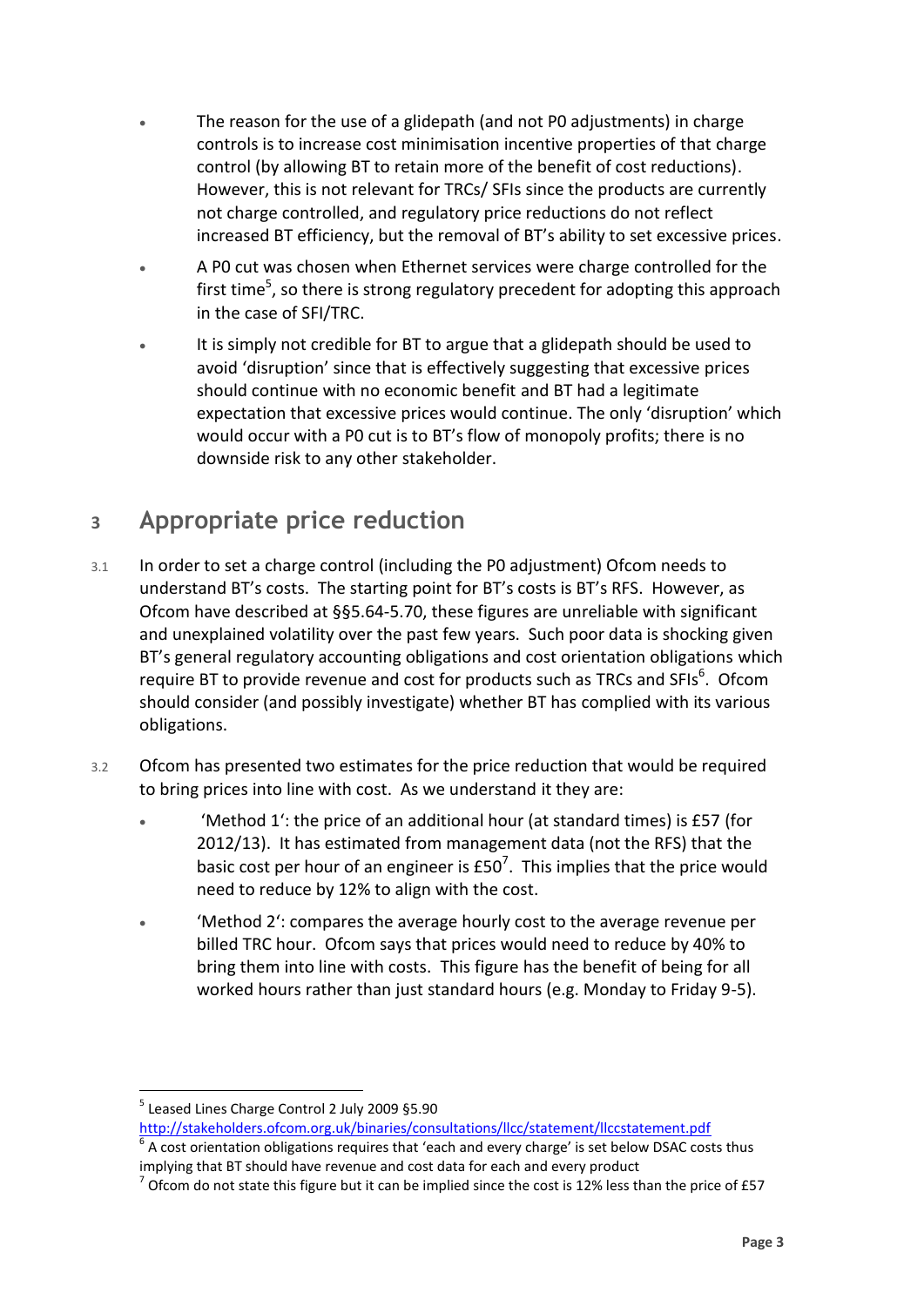- The reason for the use of a glidepath (and not P0 adjustments) in charge controls is to increase cost minimisation incentive properties of that charge control (by allowing BT to retain more of the benefit of cost reductions). However, this is not relevant for TRCs/ SFIs since the products are currently not charge controlled, and regulatory price reductions do not reflect increased BT efficiency, but the removal of BT's ability to set excessive prices.
- A P0 cut was chosen when Ethernet services were charge controlled for the first time[5], so there is strong regulatory precedent for adopting this approach in the case of SFI/TRC.
- It is simply not credible for BT to argue that a glidepath should be used to avoid 'disruption' since that is effectively suggesting that excessive prices should continue with no economic benefit and BT had a legitimate expectation that excessive prices would continue. The only 'disruption' which would occur with a P0 cut is to BT's flow of monopoly profits; there is no downside risk to any other stakeholder.

# 3 Appropriate price reduction

3.1 In order to set a charge control (including the P0 adjustment) Ofcom needs to understand BT's costs. The starting point for BT's costs is BT's RFS. However, as Ofcom have described at §§5.64-5.70, these figures are unreliable with significant and unexplained volatility over the past few years. Such poor data is shocking given BT's general regulatory accounting obligations and cost orientation obligations which require BT to provide revenue and cost for products such as TRCs and SFIs[6]. Ofcom should consider (and possibly investigate) whether BT has complied with its various obligations.

3.2 Ofcom has presented two estimates for the price reduction that would be required to bring prices into line with cost. As we understand it they are:

- 'Method 1': the price of an additional hour (at standard times) is £57 (for 2012/13). It has estimated from management data (not the RFS) that the basic cost per hour of an engineer is £50[7]. This implies that the price would need to reduce by 12% to align with the cost.
- 'Method 2': compares the average hourly cost to the average revenue per billed TRC hour. Ofcom says that prices would need to reduce by 40% to bring them into line with costs. This figure has the benefit of being for all worked hours rather than just standard hours (e.g. Monday to Friday 9-5).

[5] Leased Lines Charge Control 2 July 2009 §5.90 http://stakeholders.ofcom.org.uk/binaries/consultations/llcc/statement/llccstatement.pdf

[6] A cost orientation obligations requires that 'each and every charge' is set below DSAC costs thus implying that BT should have revenue and cost data for each and every product

[7] Ofcom do not state this figure but it can be implied since the cost is 12% less than the price of £57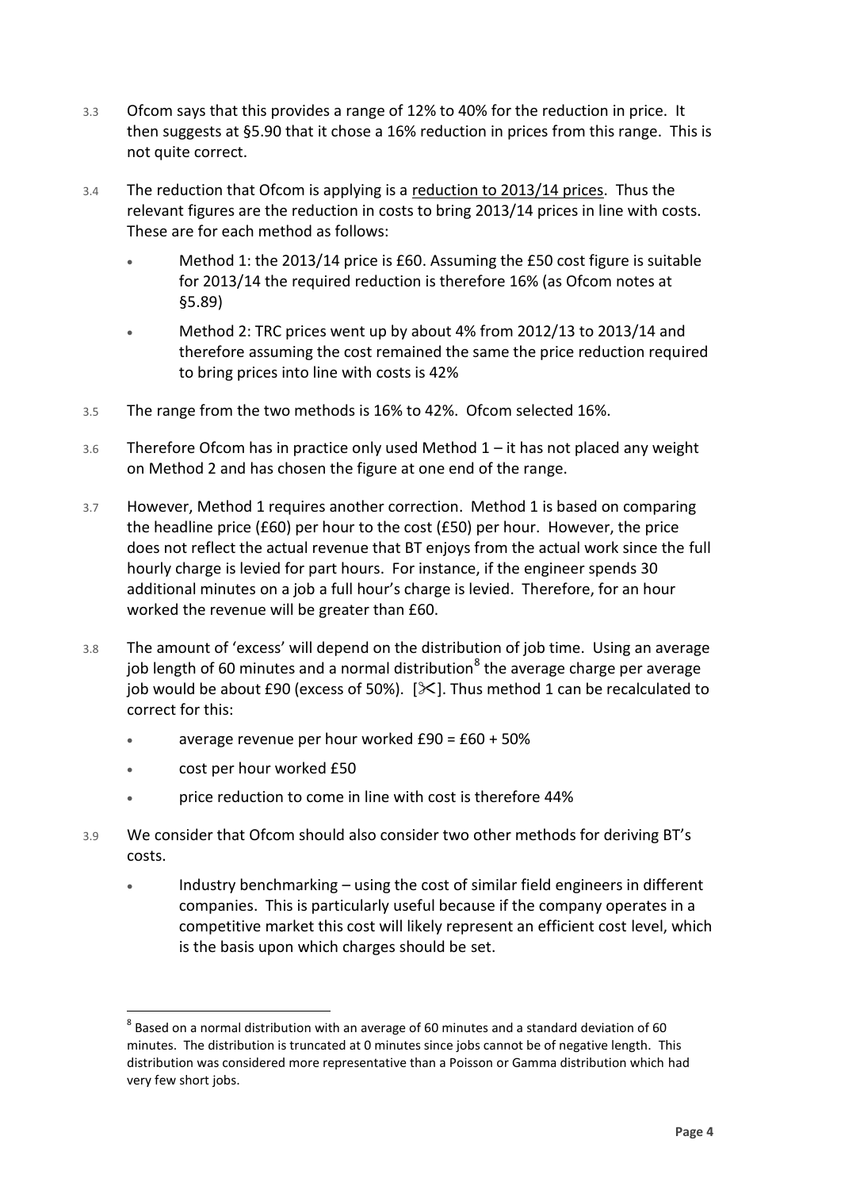3.3 Ofcom says that this provides a range of 12% to 40% for the reduction in price. It then suggests at §5.90 that it chose a 16% reduction in prices from this range. This is not quite correct.

3.4 The reduction that Ofcom is applying is a reduction to 2013/14 prices. Thus the relevant figures are the reduction in costs to bring 2013/14 prices in line with costs. These are for each method as follows:

- Method 1: the 2013/14 price is £60. Assuming the £50 cost figure is suitable for 2013/14 the required reduction is therefore 16% (as Ofcom notes at §5.89)
- Method 2: TRC prices went up by about 4% from 2012/13 to 2013/14 and therefore assuming the cost remained the same the price reduction required to bring prices into line with costs is 42%

3.5 The range from the two methods is 16% to 42%. Ofcom selected 16%.

3.6 Therefore Ofcom has in practice only used Method 1 – it has not placed any weight on Method 2 and has chosen the figure at one end of the range.

3.7 However, Method 1 requires another correction. Method 1 is based on comparing the headline price (£60) per hour to the cost (£50) per hour. However, the price does not reflect the actual revenue that BT enjoys from the actual work since the full hourly charge is levied for part hours. For instance, if the engineer spends 30 additional minutes on a job a full hour's charge is levied. Therefore, for an hour worked the revenue will be greater than £60.

3.8 The amount of 'excess' will depend on the distribution of job time. Using an average job length of 60 minutes and a normal distribution[8] the average charge per average job would be about £90 (excess of 50%). [✂]. Thus method 1 can be recalculated to correct for this:

- average revenue per hour worked £90 = £60 + 50%
- cost per hour worked £50
- price reduction to come in line with cost is therefore 44%

3.9 We consider that Ofcom should also consider two other methods for deriving BT's costs.

- Industry benchmarking – using the cost of similar field engineers in different companies. This is particularly useful because if the company operates in a competitive market this cost will likely represent an efficient cost level, which is the basis upon which charges should be set.

[8] Based on a normal distribution with an average of 60 minutes and a standard deviation of 60 minutes. The distribution is truncated at 0 minutes since jobs cannot be of negative length. This distribution was considered more representative than a Poisson or Gamma distribution which had very few short jobs.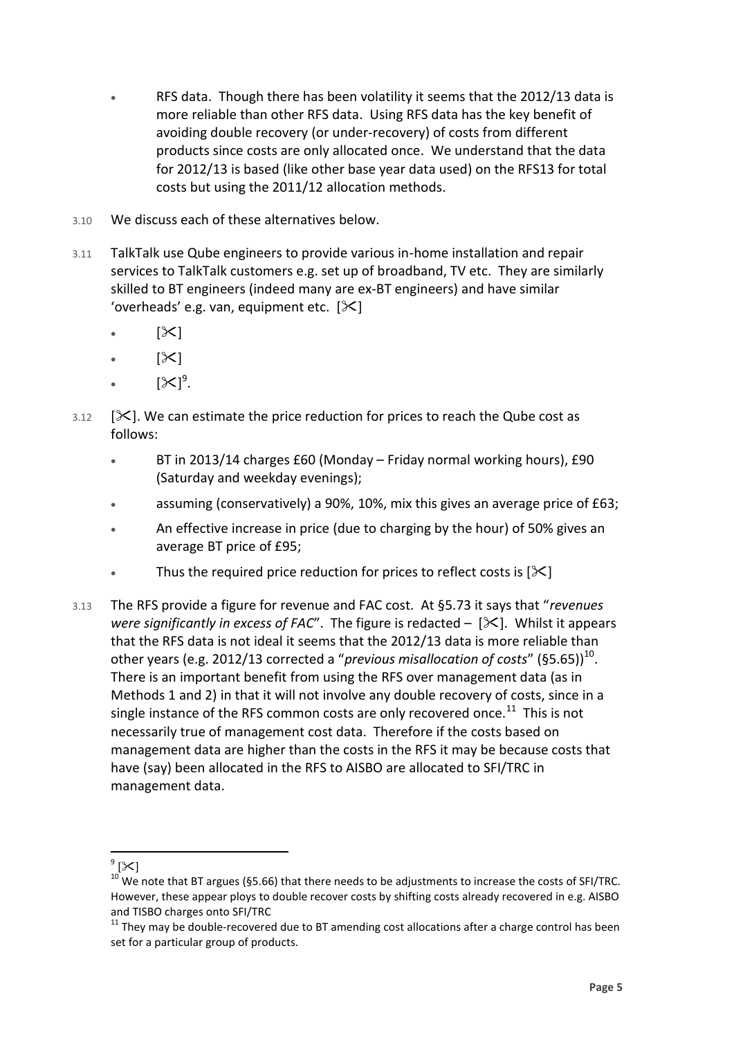- RFS data. Though there has been volatility it seems that the 2012/13 data is more reliable than other RFS data. Using RFS data has the key benefit of avoiding double recovery (or under-recovery) of costs from different products since costs are only allocated once. We understand that the data for 2012/13 is based (like other base year data used) on the RFS13 for total costs but using the 2011/12 allocation methods.

3.10 We discuss each of these alternatives below.

3.11 TalkTalk use Qube engineers to provide various in-home installation and repair services to TalkTalk customers e.g. set up of broadband, TV etc. They are similarly skilled to BT engineers (indeed many are ex-BT engineers) and have similar 'overheads' e.g. van, equipment etc. [✂]

- [✂]
- [✂]
- [✂][9].

3.12 [✂]. We can estimate the price reduction for prices to reach the Qube cost as follows:

- BT in 2013/14 charges £60 (Monday – Friday normal working hours), £90 (Saturday and weekday evenings);
- assuming (conservatively) a 90%, 10%, mix this gives an average price of £63;
- An effective increase in price (due to charging by the hour) of 50% gives an average BT price of £95;
- Thus the required price reduction for prices to reflect costs is [✂]

3.13 The RFS provide a figure for revenue and FAC cost. At §5.73 it says that "*revenues were significantly in excess of FAC*". The figure is redacted – [✂]. Whilst it appears that the RFS data is not ideal it seems that the 2012/13 data is more reliable than other years (e.g. 2012/13 corrected a "*previous misallocation of costs*" (§5.65))[10]. There is an important benefit from using the RFS over management data (as in Methods 1 and 2) in that it will not involve any double recovery of costs, since in a single instance of the RFS common costs are only recovered once.[11] This is not necessarily true of management cost data. Therefore if the costs based on management data are higher than the costs in the RFS it may be because costs that have (say) been allocated in the RFS to AISBO are allocated to SFI/TRC in management data.

---

[9] [✂]

[10] We note that BT argues (§5.66) that there needs to be adjustments to increase the costs of SFI/TRC. However, these appear ploys to double recover costs by shifting costs already recovered in e.g. AISBO and TISBO charges onto SFI/TRC

[11] They may be double-recovered due to BT amending cost allocations after a charge control has been set for a particular group of products.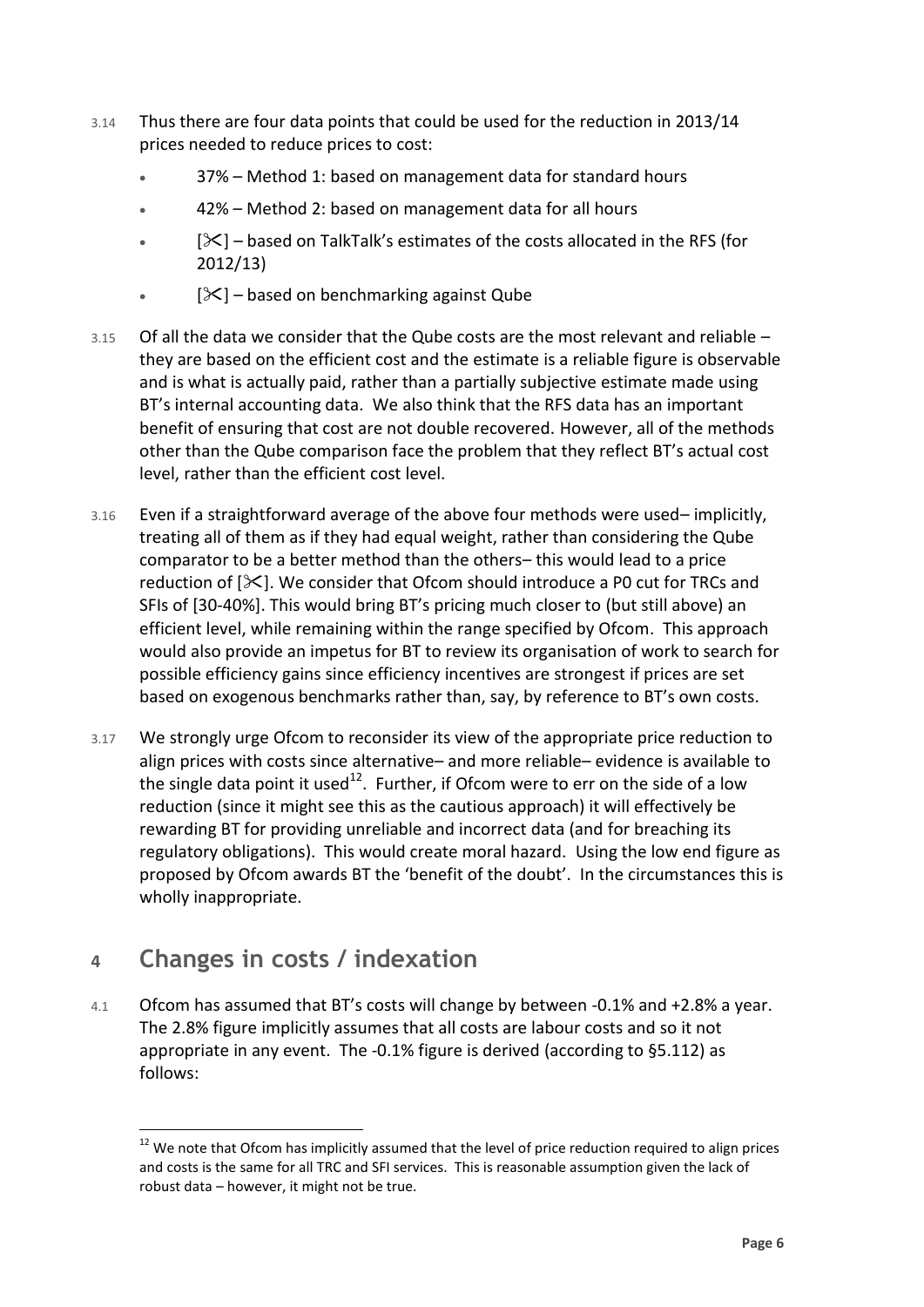3.14 Thus there are four data points that could be used for the reduction in 2013/14 prices needed to reduce prices to cost:

- 37% – Method 1: based on management data for standard hours
- 42% – Method 2: based on management data for all hours
- [✂] – based on TalkTalk's estimates of the costs allocated in the RFS (for 2012/13)
- [✂] – based on benchmarking against Qube

3.15 Of all the data we consider that the Qube costs are the most relevant and reliable – they are based on the efficient cost and the estimate is a reliable figure is observable and is what is actually paid, rather than a partially subjective estimate made using BT's internal accounting data. We also think that the RFS data has an important benefit of ensuring that cost are not double recovered. However, all of the methods other than the Qube comparison face the problem that they reflect BT's actual cost level, rather than the efficient cost level.

3.16 Even if a straightforward average of the above four methods were used– implicitly, treating all of them as if they had equal weight, rather than considering the Qube comparator to be a better method than the others– this would lead to a price reduction of [✂]. We consider that Ofcom should introduce a P0 cut for TRCs and SFIs of [30-40%]. This would bring BT's pricing much closer to (but still above) an efficient level, while remaining within the range specified by Ofcom. This approach would also provide an impetus for BT to review its organisation of work to search for possible efficiency gains since efficiency incentives are strongest if prices are set based on exogenous benchmarks rather than, say, by reference to BT's own costs.

3.17 We strongly urge Ofcom to reconsider its view of the appropriate price reduction to align prices with costs since alternative– and more reliable– evidence is available to the single data point it used[12]. Further, if Ofcom were to err on the side of a low reduction (since it might see this as the cautious approach) it will effectively be rewarding BT for providing unreliable and incorrect data (and for breaching its regulatory obligations). This would create moral hazard. Using the low end figure as proposed by Ofcom awards BT the 'benefit of the doubt'. In the circumstances this is wholly inappropriate.

# 4 Changes in costs / indexation

4.1 Ofcom has assumed that BT's costs will change by between -0.1% and +2.8% a year. The 2.8% figure implicitly assumes that all costs are labour costs and so it not appropriate in any event. The -0.1% figure is derived (according to §5.112) as follows:

---

[12] We note that Ofcom has implicitly assumed that the level of price reduction required to align prices and costs is the same for all TRC and SFI services. This is reasonable assumption given the lack of robust data – however, it might not be true.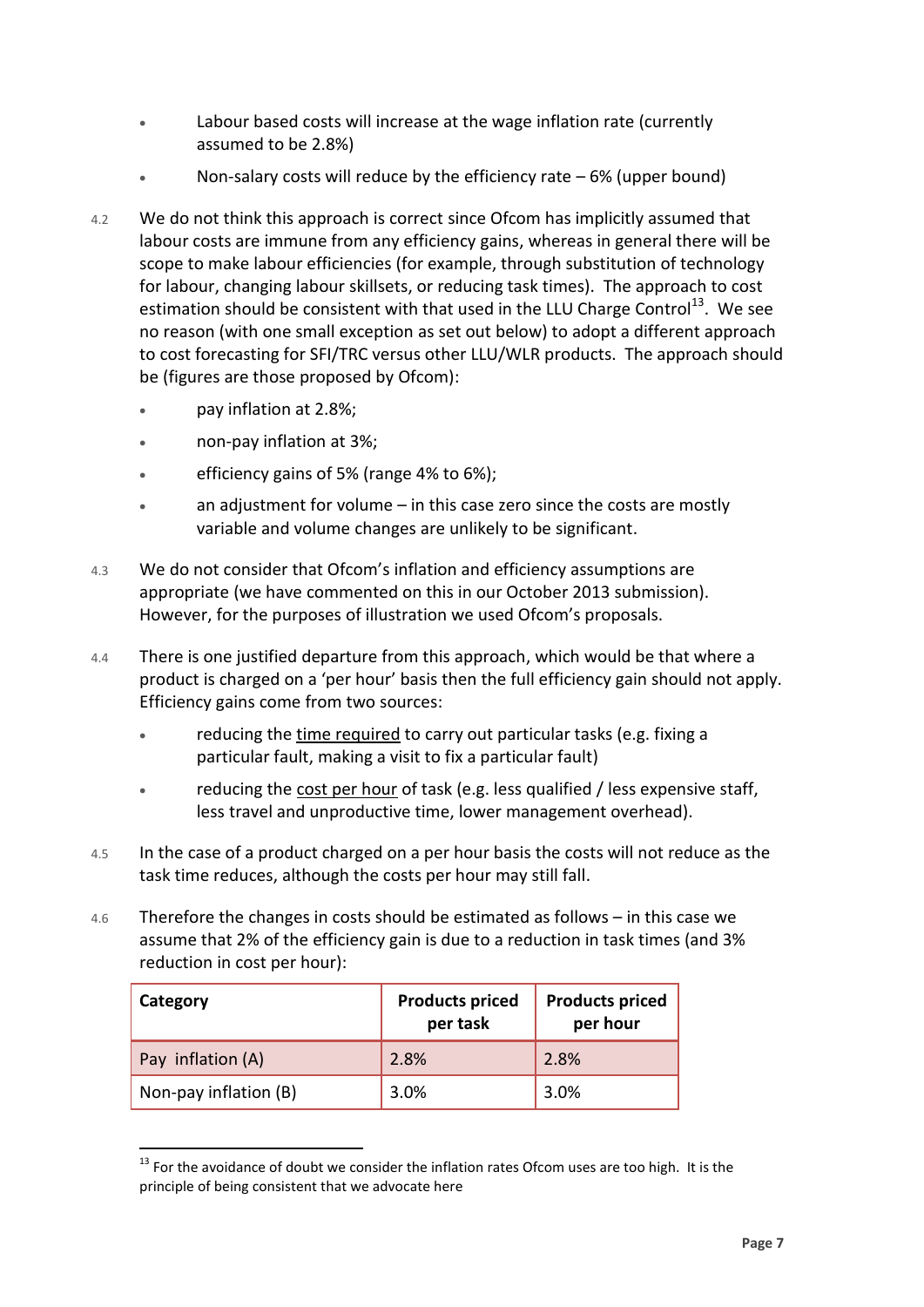- Labour based costs will increase at the wage inflation rate (currently assumed to be 2.8%)
- Non-salary costs will reduce by the efficiency rate – 6% (upper bound)

4.2 We do not think this approach is correct since Ofcom has implicitly assumed that labour costs are immune from any efficiency gains, whereas in general there will be scope to make labour efficiencies (for example, through substitution of technology for labour, changing labour skillsets, or reducing task times). The approach to cost estimation should be consistent with that used in the LLU Charge Control[13]. We see no reason (with one small exception as set out below) to adopt a different approach to cost forecasting for SFI/TRC versus other LLU/WLR products. The approach should be (figures are those proposed by Ofcom):

- pay inflation at 2.8%;
- non-pay inflation at 3%;
- efficiency gains of 5% (range 4% to 6%);
- an adjustment for volume – in this case zero since the costs are mostly variable and volume changes are unlikely to be significant.

4.3 We do not consider that Ofcom's inflation and efficiency assumptions are appropriate (we have commented on this in our October 2013 submission). However, for the purposes of illustration we used Ofcom's proposals.

4.4 There is one justified departure from this approach, which would be that where a product is charged on a 'per hour' basis then the full efficiency gain should not apply. Efficiency gains come from two sources:

- reducing the time required to carry out particular tasks (e.g. fixing a particular fault, making a visit to fix a particular fault)
- reducing the cost per hour of task (e.g. less qualified / less expensive staff, less travel and unproductive time, lower management overhead).

4.5 In the case of a product charged on a per hour basis the costs will not reduce as the task time reduces, although the costs per hour may still fall.

4.6 Therefore the changes in costs should be estimated as follows – in this case we assume that 2% of the efficiency gain is due to a reduction in task times (and 3% reduction in cost per hour):

| Category | Products priced per task | Products priced per hour |
|---|---|---|
| Pay inflation (A) | 2.8% | 2.8% |
| Non-pay inflation (B) | 3.0% | 3.0% |

[13] For the avoidance of doubt we consider the inflation rates Ofcom uses are too high. It is the principle of being consistent that we advocate here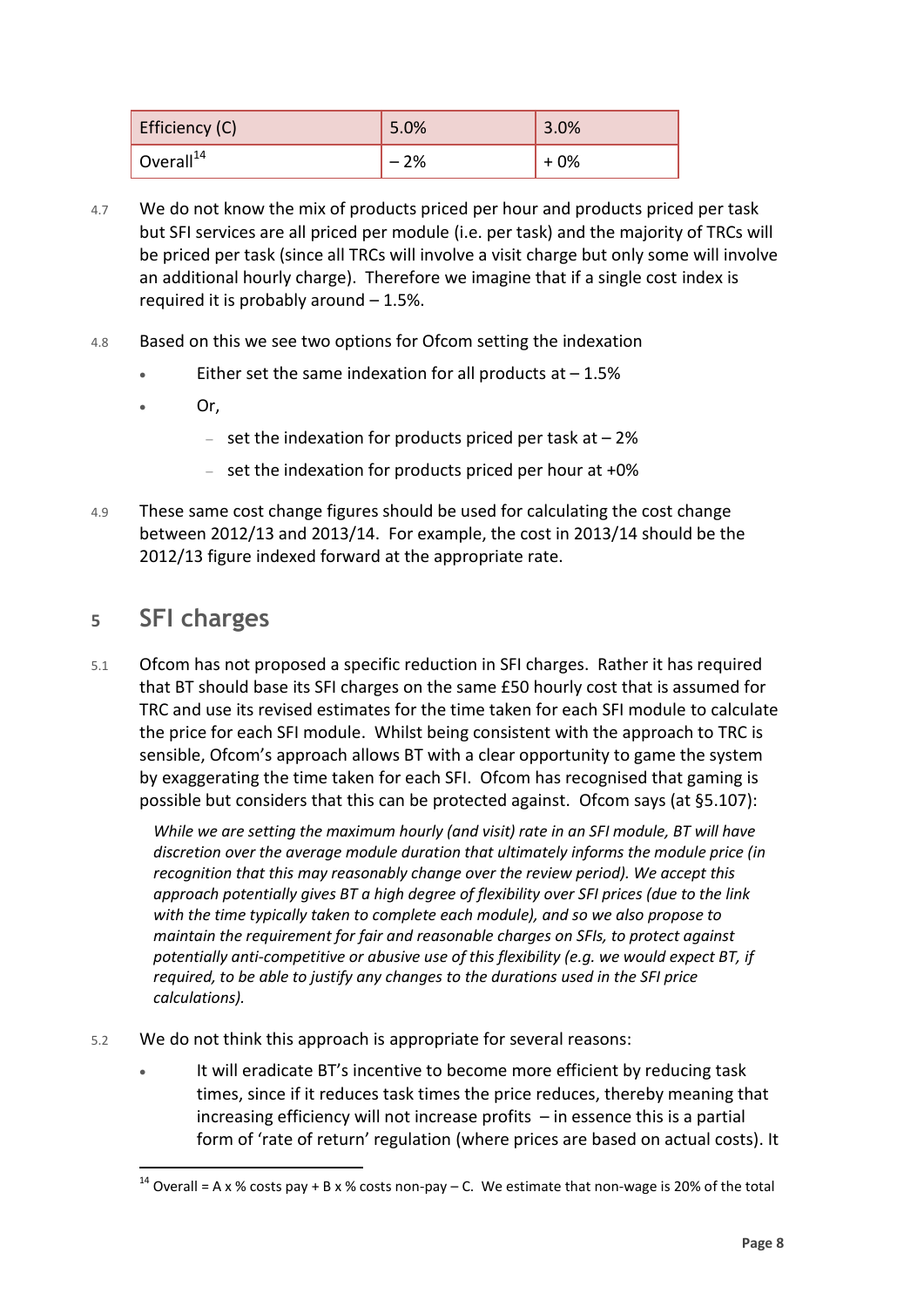| Efficiency (C) | 5.0% | 3.0% |
|---|---|---|
| Overall[14] | – 2% | + 0% |

4.7 We do not know the mix of products priced per hour and products priced per task but SFI services are all priced per module (i.e. per task) and the majority of TRCs will be priced per task (since all TRCs will involve a visit charge but only some will involve an additional hourly charge). Therefore we imagine that if a single cost index is required it is probably around – 1.5%.

4.8 Based on this we see two options for Ofcom setting the indexation

- Either set the same indexation for all products at – 1.5%
- Or,
  - set the indexation for products priced per task at – 2%
  - set the indexation for products priced per hour at +0%

4.9 These same cost change figures should be used for calculating the cost change between 2012/13 and 2013/14. For example, the cost in 2013/14 should be the 2012/13 figure indexed forward at the appropriate rate.

# 5 SFI charges

5.1 Ofcom has not proposed a specific reduction in SFI charges. Rather it has required that BT should base its SFI charges on the same £50 hourly cost that is assumed for TRC and use its revised estimates for the time taken for each SFI module to calculate the price for each SFI module. Whilst being consistent with the approach to TRC is sensible, Ofcom's approach allows BT with a clear opportunity to game the system by exaggerating the time taken for each SFI. Ofcom has recognised that gaming is possible but considers that this can be protected against. Ofcom says (at §5.107):

> *While we are setting the maximum hourly (and visit) rate in an SFI module, BT will have discretion over the average module duration that ultimately informs the module price (in recognition that this may reasonably change over the review period). We accept this approach potentially gives BT a high degree of flexibility over SFI prices (due to the link with the time typically taken to complete each module), and so we also propose to maintain the requirement for fair and reasonable charges on SFIs, to protect against potentially anti-competitive or abusive use of this flexibility (e.g. we would expect BT, if required, to be able to justify any changes to the durations used in the SFI price calculations).*

5.2 We do not think this approach is appropriate for several reasons:

- It will eradicate BT's incentive to become more efficient by reducing task times, since if it reduces task times the price reduces, thereby meaning that increasing efficiency will not increase profits – in essence this is a partial form of 'rate of return' regulation (where prices are based on actual costs). It

[14] Overall = A x % costs pay + B x % costs non-pay – C. We estimate that non-wage is 20% of the total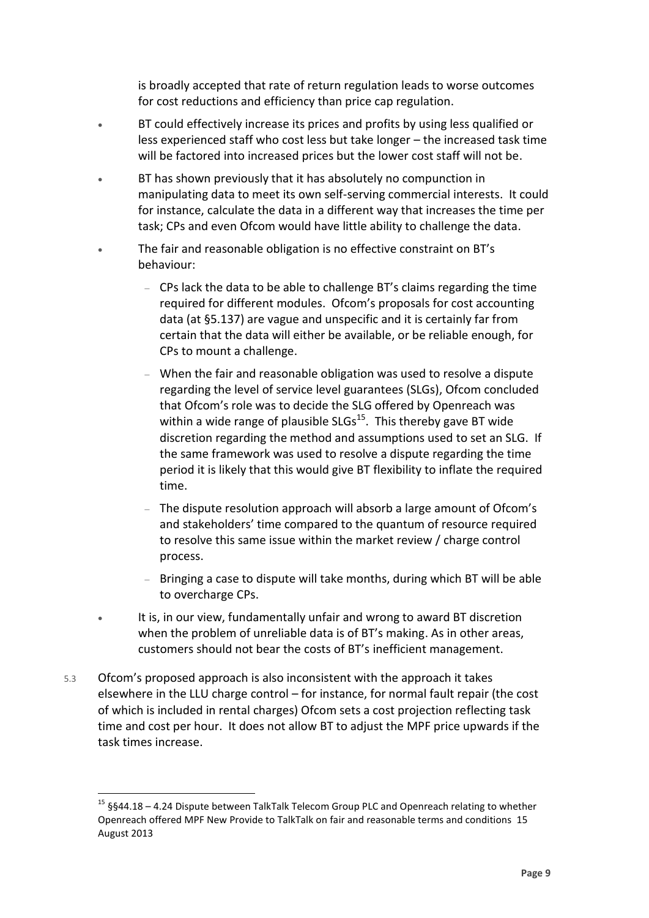is broadly accepted that rate of return regulation leads to worse outcomes for cost reductions and efficiency than price cap regulation.

- BT could effectively increase its prices and profits by using less qualified or less experienced staff who cost less but take longer – the increased task time will be factored into increased prices but the lower cost staff will not be.
- BT has shown previously that it has absolutely no compunction in manipulating data to meet its own self-serving commercial interests. It could for instance, calculate the data in a different way that increases the time per task; CPs and even Ofcom would have little ability to challenge the data.
- The fair and reasonable obligation is no effective constraint on BT's behaviour:
  - CPs lack the data to be able to challenge BT's claims regarding the time required for different modules. Ofcom's proposals for cost accounting data (at §5.137) are vague and unspecific and it is certainly far from certain that the data will either be available, or be reliable enough, for CPs to mount a challenge.
  - When the fair and reasonable obligation was used to resolve a dispute regarding the level of service level guarantees (SLGs), Ofcom concluded that Ofcom's role was to decide the SLG offered by Openreach was within a wide range of plausible SLGs[15]. This thereby gave BT wide discretion regarding the method and assumptions used to set an SLG. If the same framework was used to resolve a dispute regarding the time period it is likely that this would give BT flexibility to inflate the required time.
  - The dispute resolution approach will absorb a large amount of Ofcom's and stakeholders' time compared to the quantum of resource required to resolve this same issue within the market review / charge control process.
  - Bringing a case to dispute will take months, during which BT will be able to overcharge CPs.
- It is, in our view, fundamentally unfair and wrong to award BT discretion when the problem of unreliable data is of BT's making. As in other areas, customers should not bear the costs of BT's inefficient management.

5.3 Ofcom's proposed approach is also inconsistent with the approach it takes elsewhere in the LLU charge control – for instance, for normal fault repair (the cost of which is included in rental charges) Ofcom sets a cost projection reflecting task time and cost per hour. It does not allow BT to adjust the MPF price upwards if the task times increase.

---

[15] §§44.18 – 4.24 Dispute between TalkTalk Telecom Group PLC and Openreach relating to whether Openreach offered MPF New Provide to TalkTalk on fair and reasonable terms and conditions 15 August 2013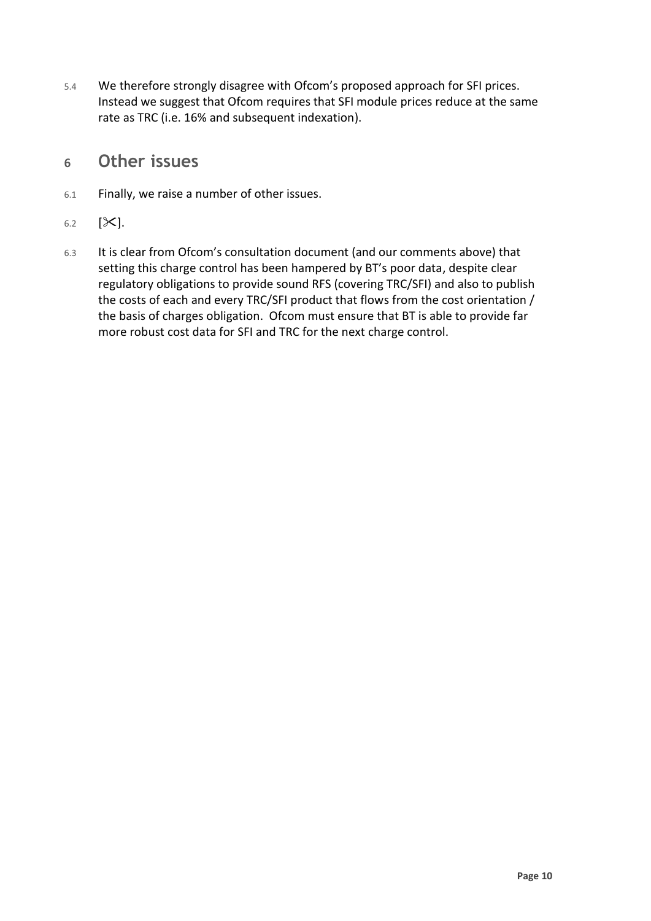5.4 We therefore strongly disagree with Ofcom's proposed approach for SFI prices. Instead we suggest that Ofcom requires that SFI module prices reduce at the same rate as TRC (i.e. 16% and subsequent indexation).

## 6 Other issues

6.1 Finally, we raise a number of other issues.

6.2 [✂].

6.3 It is clear from Ofcom's consultation document (and our comments above) that setting this charge control has been hampered by BT's poor data, despite clear regulatory obligations to provide sound RFS (covering TRC/SFI) and also to publish the costs of each and every TRC/SFI product that flows from the cost orientation / the basis of charges obligation. Ofcom must ensure that BT is able to provide far more robust cost data for SFI and TRC for the next charge control.